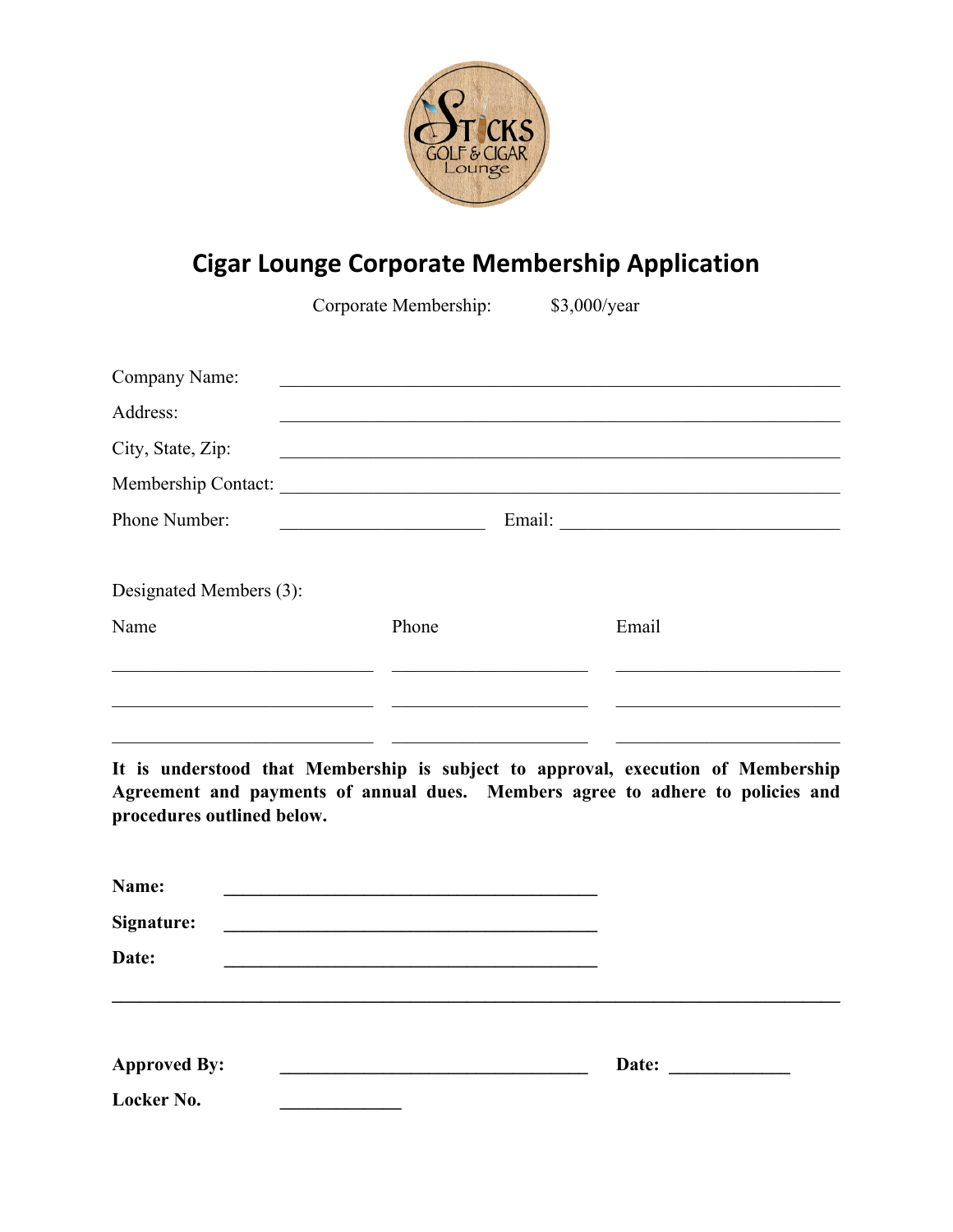# Cigar Lounge Corporate Membership Application

Corporate Membership: $3,000/year

Company Name: ______________________________________________

Address: ______________________________________________

City, State, Zip: ______________________________________________

Membership Contact: ______________________________________________

Phone Number: ____________________ Email: ____________________________

Designated Members (3):

| Name | Phone | Email |
| --- | --- | --- |
| | | |
| | | |
| | | |

**It is understood that Membership is subject to approval, execution of Membership Agreement and payments of annual dues. Members agree to adhere to policies and procedures outlined below.**

**Name:** ____________________________________

**Signature:** ____________________________________

**Date:** ____________________________________

---

**Approved By:** ______________________________ **Date:** ____________

**Locker No.** ____________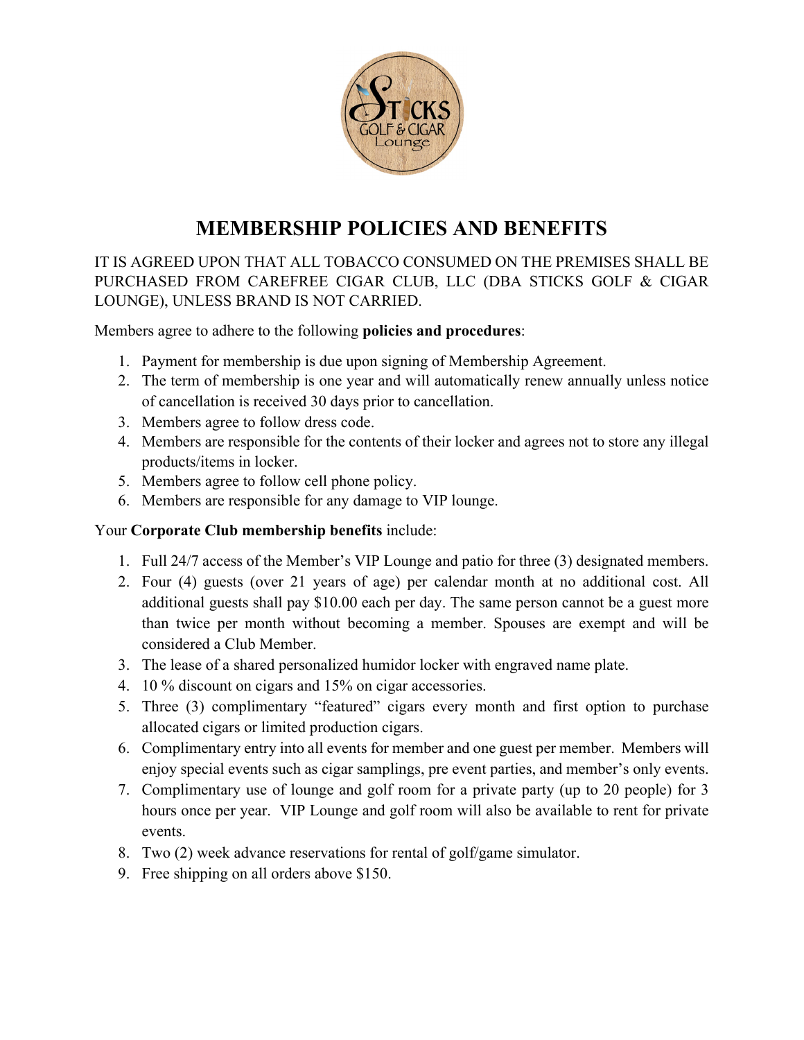# MEMBERSHIP POLICIES AND BENEFITS

IT IS AGREED UPON THAT ALL TOBACCO CONSUMED ON THE PREMISES SHALL BE PURCHASED FROM CAREFREE CIGAR CLUB, LLC (DBA STICKS GOLF & CIGAR LOUNGE), UNLESS BRAND IS NOT CARRIED.

Members agree to adhere to the following **policies and procedures**:

1. Payment for membership is due upon signing of Membership Agreement.
2. The term of membership is one year and will automatically renew annually unless notice of cancellation is received 30 days prior to cancellation.
3. Members agree to follow dress code.
4. Members are responsible for the contents of their locker and agrees not to store any illegal products/items in locker.
5. Members agree to follow cell phone policy.
6. Members are responsible for any damage to VIP lounge.

Your **Corporate Club membership benefits** include:

1. Full 24/7 access of the Member's VIP Lounge and patio for three (3) designated members.
2. Four (4) guests (over 21 years of age) per calendar month at no additional cost. All additional guests shall pay $10.00 each per day. The same person cannot be a guest more than twice per month without becoming a member. Spouses are exempt and will be considered a Club Member.
3. The lease of a shared personalized humidor locker with engraved name plate.
4. 10 % discount on cigars and 15% on cigar accessories.
5. Three (3) complimentary "featured" cigars every month and first option to purchase allocated cigars or limited production cigars.
6. Complimentary entry into all events for member and one guest per member. Members will enjoy special events such as cigar samplings, pre event parties, and member's only events.
7. Complimentary use of lounge and golf room for a private party (up to 20 people) for 3 hours once per year. VIP Lounge and golf room will also be available to rent for private events.
8. Two (2) week advance reservations for rental of golf/game simulator.
9. Free shipping on all orders above $150.